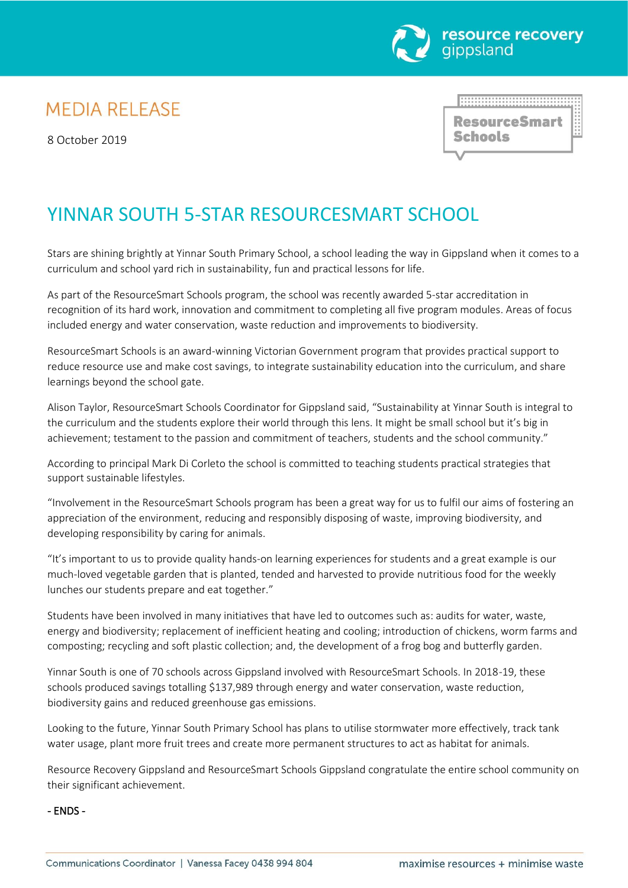resource recovery gippsland

MEDIA RELEASE

8 October 2019

ResourceSmart Schools

# YINNAR SOUTH 5-STAR RESOURCESMART SCHOOL

Stars are shining brightly at Yinnar South Primary School, a school leading the way in Gippsland when it comes to a curriculum and school yard rich in sustainability, fun and practical lessons for life.

As part of the ResourceSmart Schools program, the school was recently awarded 5-star accreditation in recognition of its hard work, innovation and commitment to completing all five program modules. Areas of focus included energy and water conservation, waste reduction and improvements to biodiversity.

ResourceSmart Schools is an award-winning Victorian Government program that provides practical support to reduce resource use and make cost savings, to integrate sustainability education into the curriculum, and share learnings beyond the school gate.

Alison Taylor, ResourceSmart Schools Coordinator for Gippsland said, "Sustainability at Yinnar South is integral to the curriculum and the students explore their world through this lens. It might be small school but it's big in achievement; testament to the passion and commitment of teachers, students and the school community."

According to principal Mark Di Corleto the school is committed to teaching students practical strategies that support sustainable lifestyles.

"Involvement in the ResourceSmart Schools program has been a great way for us to fulfil our aims of fostering an appreciation of the environment, reducing and responsibly disposing of waste, improving biodiversity, and developing responsibility by caring for animals.

"It's important to us to provide quality hands-on learning experiences for students and a great example is our much-loved vegetable garden that is planted, tended and harvested to provide nutritious food for the weekly lunches our students prepare and eat together."

Students have been involved in many initiatives that have led to outcomes such as: audits for water, waste, energy and biodiversity; replacement of inefficient heating and cooling; introduction of chickens, worm farms and composting; recycling and soft plastic collection; and, the development of a frog bog and butterfly garden.

Yinnar South is one of 70 schools across Gippsland involved with ResourceSmart Schools. In 2018-19, these schools produced savings totalling $137,989 through energy and water conservation, waste reduction, biodiversity gains and reduced greenhouse gas emissions.

Looking to the future, Yinnar South Primary School has plans to utilise stormwater more effectively, track tank water usage, plant more fruit trees and create more permanent structures to act as habitat for animals.

Resource Recovery Gippsland and ResourceSmart Schools Gippsland congratulate the entire school community on their significant achievement.

**- ENDS -**

Communications Coordinator | Vanessa Facey 0438 994 804

maximise resources + minimise waste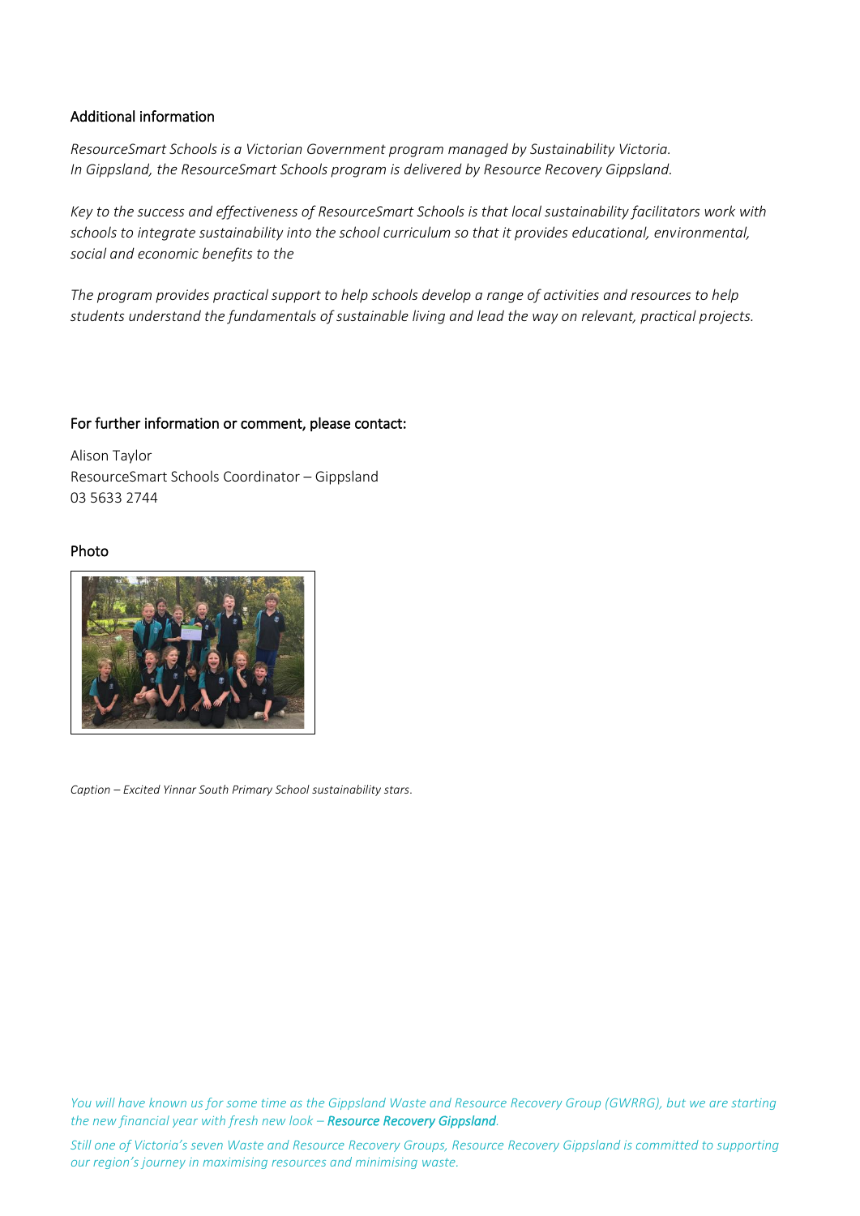## Additional information

*ResourceSmart Schools is a Victorian Government program managed by Sustainability Victoria.*
*In Gippsland, the ResourceSmart Schools program is delivered by Resource Recovery Gippsland.*

*Key to the success and effectiveness of ResourceSmart Schools is that local sustainability facilitators work with schools to integrate sustainability into the school curriculum so that it provides educational, environmental, social and economic benefits to the*

*The program provides practical support to help schools develop a range of activities and resources to help students understand the fundamentals of sustainable living and lead the way on relevant, practical projects.*

## For further information or comment, please contact:

Alison Taylor
ResourceSmart Schools Coordinator – Gippsland
03 5633 2744

## Photo

*Caption – Excited Yinnar South Primary School sustainability stars.*

*You will have known us for some time as the Gippsland Waste and Resource Recovery Group (GWRRG), but we are starting the new financial year with fresh new look – **Resource Recovery Gippsland**.*

*Still one of Victoria's seven Waste and Resource Recovery Groups, Resource Recovery Gippsland is committed to supporting our region's journey in maximising resources and minimising waste.*